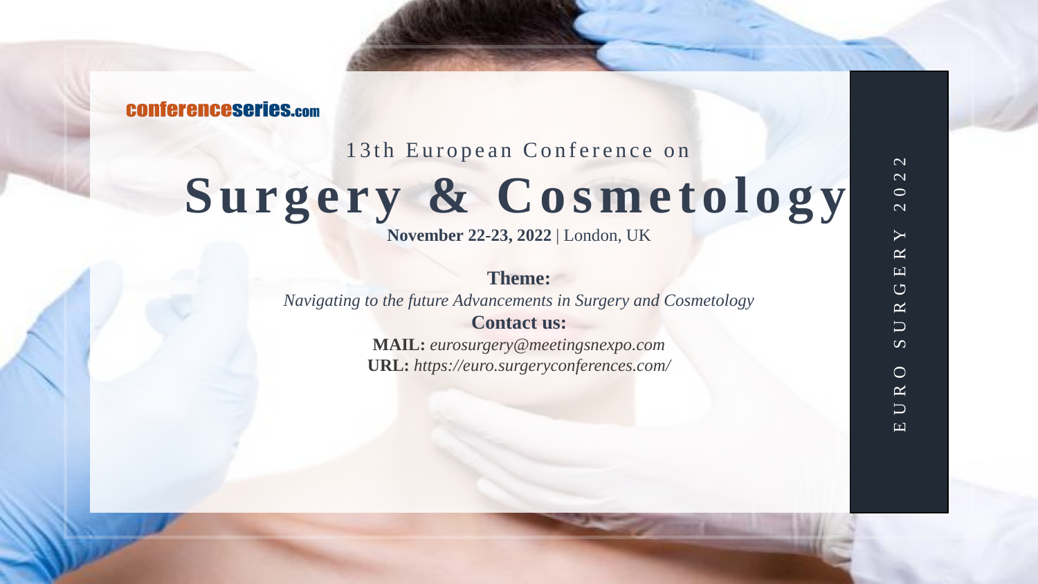conferenceseries.com

13th European Conference on

# Surgery & Cosmetology

**November 22-23, 2022** | London, UK

**Theme:**

*Navigating to the future Advancements in Surgery and Cosmetology*

**Contact us:**

**MAIL:** *eurosurgery@meetingsnexpo.com*

**URL:** *https://euro.surgeryconferences.com/*

EURO SURGERY 2022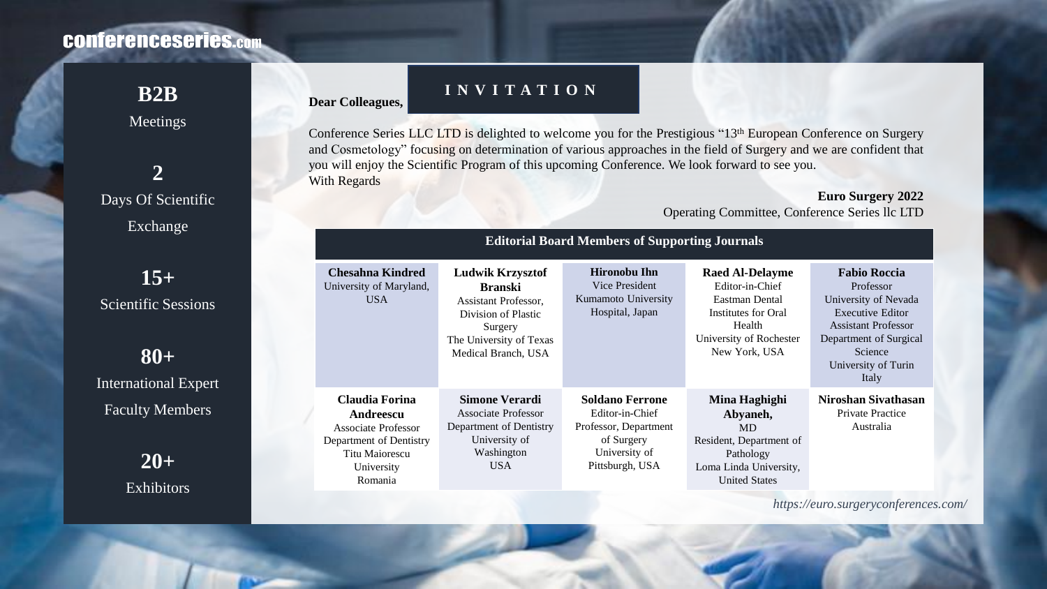conferenceseries.com

**B2B**
Meetings

**2**
Days Of Scientific Exchange

**15+**
Scientific Sessions

**80+**
International Expert Faculty Members

**20+**
Exhibitors

## INVITATION

**Dear Colleagues,**

Conference Series LLC LTD is delighted to welcome you for the Prestigious "13th European Conference on Surgery and Cosmetology" focusing on determination of various approaches in the field of Surgery and we are confident that you will enjoy the Scientific Program of this upcoming Conference. We look forward to see you.
With Regards

**Euro Surgery 2022**
Operating Committee, Conference Series llc LTD

### Editorial Board Members of Supporting Journals

| | | | | |
|---|---|---|---|---|
| **Chesahna Kindred**<br>University of Maryland, USA | **Ludwik Krzysztof Branski**<br>Assistant Professor, Division of Plastic Surgery<br>The University of Texas Medical Branch, USA | **Hironobu Ihn**<br>Vice President<br>Kumamoto University Hospital, Japan | **Raed Al-Delayme**<br>Editor-in-Chief<br>Eastman Dental Institutes for Oral Health<br>University of Rochester<br>New York, USA | **Fabio Roccia**<br>Professor<br>University of Nevada<br>Executive Editor<br>Assistant Professor<br>Department of Surgical Science<br>University of Turin<br>Italy |
| **Claudia Forina Andreescu**<br>Associate Professor<br>Department of Dentistry<br>Titu Maiorescu University<br>Romania | **Simone Verardi**<br>Associate Professor<br>Department of Dentistry<br>University of Washington<br>USA | **Soldano Ferrone**<br>Editor-in-Chief<br>Professor, Department of Surgery<br>University of Pittsburgh, USA | **Mina Haghighi Abyaneh,**<br>MD<br>Resident, Department of Pathology<br>Loma Linda University, United States | **Niroshan Sivathasan**<br>Private Practice<br>Australia |

*https://euro.surgeryconferences.com/*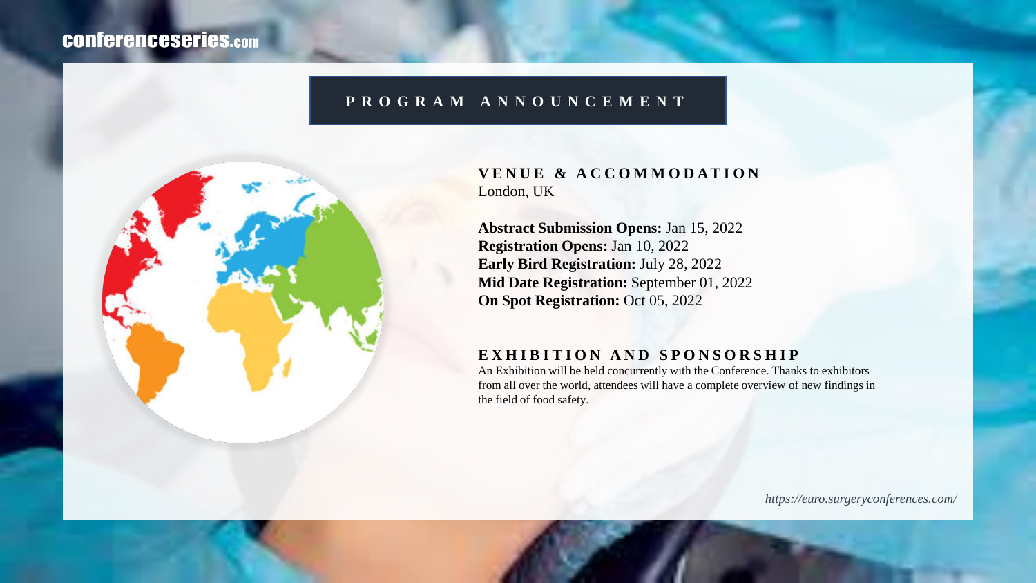conferenceseries.com

# PROGRAM ANNOUNCEMENT

## VENUE & ACCOMMODATION

London, UK

**Abstract Submission Opens:** Jan 15, 2022
**Registration Opens:** Jan 10, 2022
**Early Bird Registration:** July 28, 2022
**Mid Date Registration:** September 01, 2022
**On Spot Registration:** Oct 05, 2022

## EXHIBITION AND SPONSORSHIP

An Exhibition will be held concurrently with the Conference. Thanks to exhibitors from all over the world, attendees will have a complete overview of new findings in the field of food safety.

*https://euro.surgeryconferences.com/*